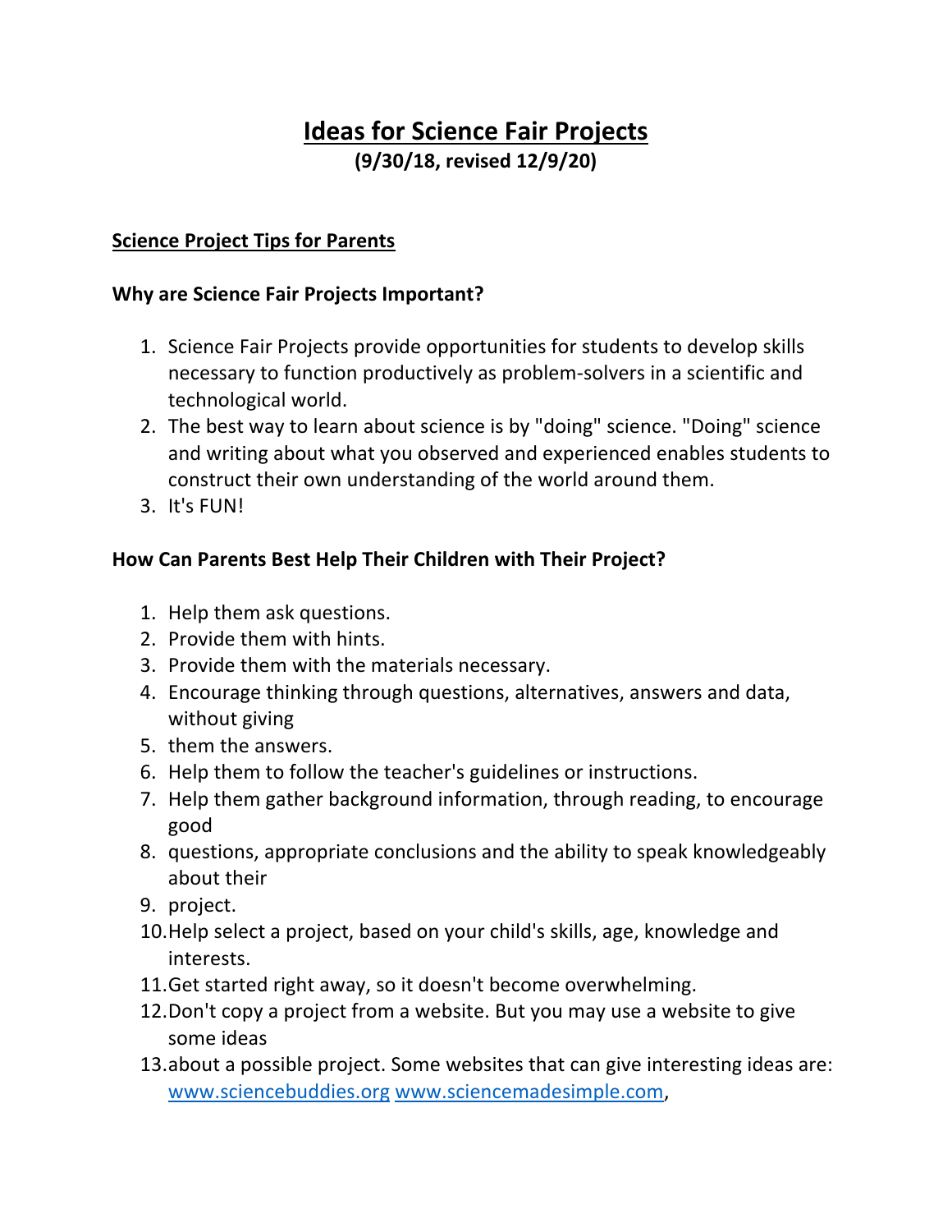# Ideas for Science Fair Projects

**(9/30/18, revised 12/9/20)**

## Science Project Tips for Parents

### Why are Science Fair Projects Important?

1. Science Fair Projects provide opportunities for students to develop skills necessary to function productively as problem-solvers in a scientific and technological world.
2. The best way to learn about science is by "doing" science. "Doing" science and writing about what you observed and experienced enables students to construct their own understanding of the world around them.
3. It's FUN!

### How Can Parents Best Help Their Children with Their Project?

1. Help them ask questions.
2. Provide them with hints.
3. Provide them with the materials necessary.
4. Encourage thinking through questions, alternatives, answers and data, without giving
5. them the answers.
6. Help them to follow the teacher's guidelines or instructions.
7. Help them gather background information, through reading, to encourage good
8. questions, appropriate conclusions and the ability to speak knowledgeably about their
9. project.
10. Help select a project, based on your child's skills, age, knowledge and interests.
11. Get started right away, so it doesn't become overwhelming.
12. Don't copy a project from a website. But you may use a website to give some ideas
13. about a possible project. Some websites that can give interesting ideas are: www.sciencebuddies.org www.sciencemadesimple.com,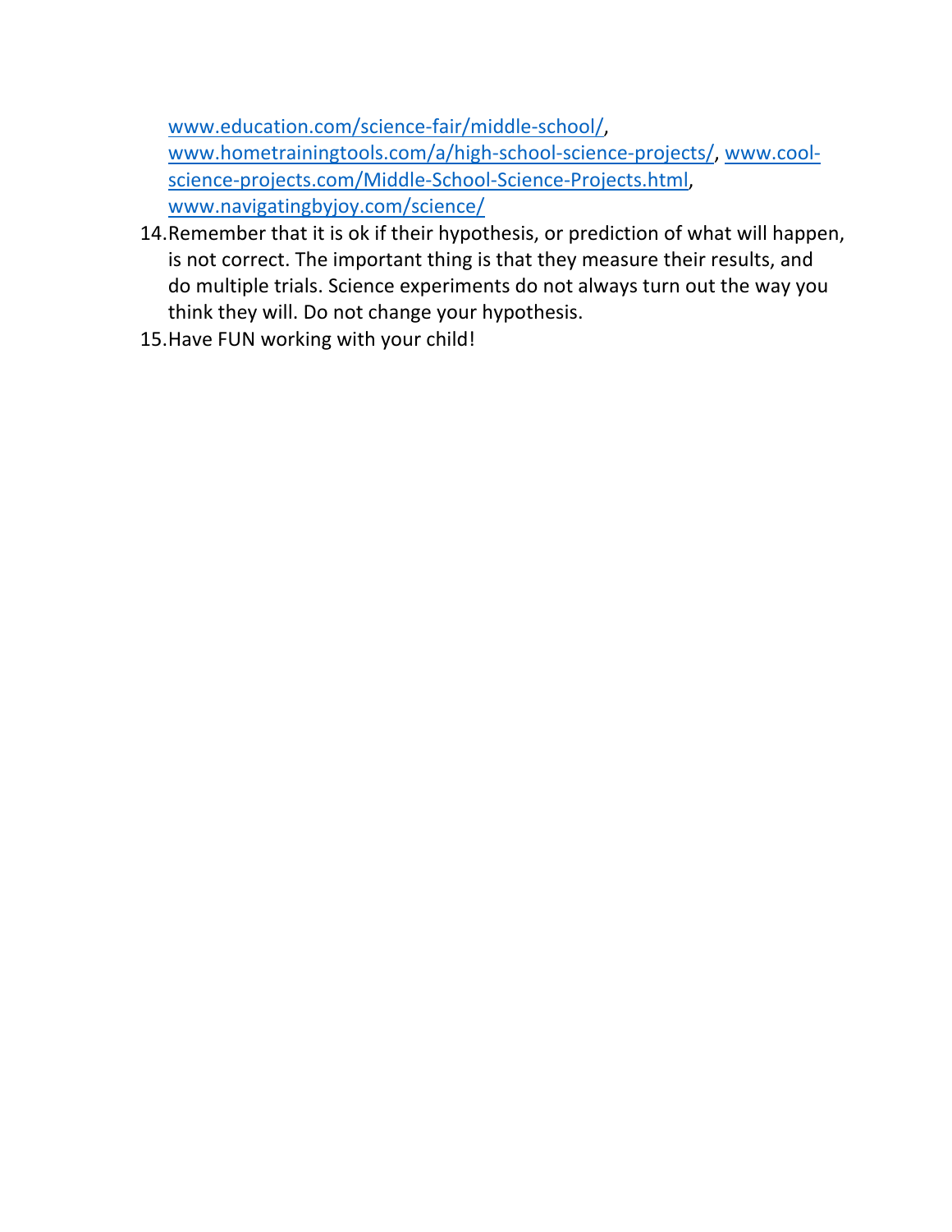[www.education.com/science-fair/middle-school/](http://www.education.com/science-fair/middle-school/), [www.hometrainingtools.com/a/high-school-science-projects/](http://www.hometrainingtools.com/a/high-school-science-projects/), [www.cool-science-projects.com/Middle-School-Science-Projects.html](http://www.cool-science-projects.com/Middle-School-Science-Projects.html), [www.navigatingbyjoy.com/science/](http://www.navigatingbyjoy.com/science/)

14. Remember that it is ok if their hypothesis, or prediction of what will happen, is not correct. The important thing is that they measure their results, and do multiple trials. Science experiments do not always turn out the way you think they will. Do not change your hypothesis.
15. Have FUN working with your child!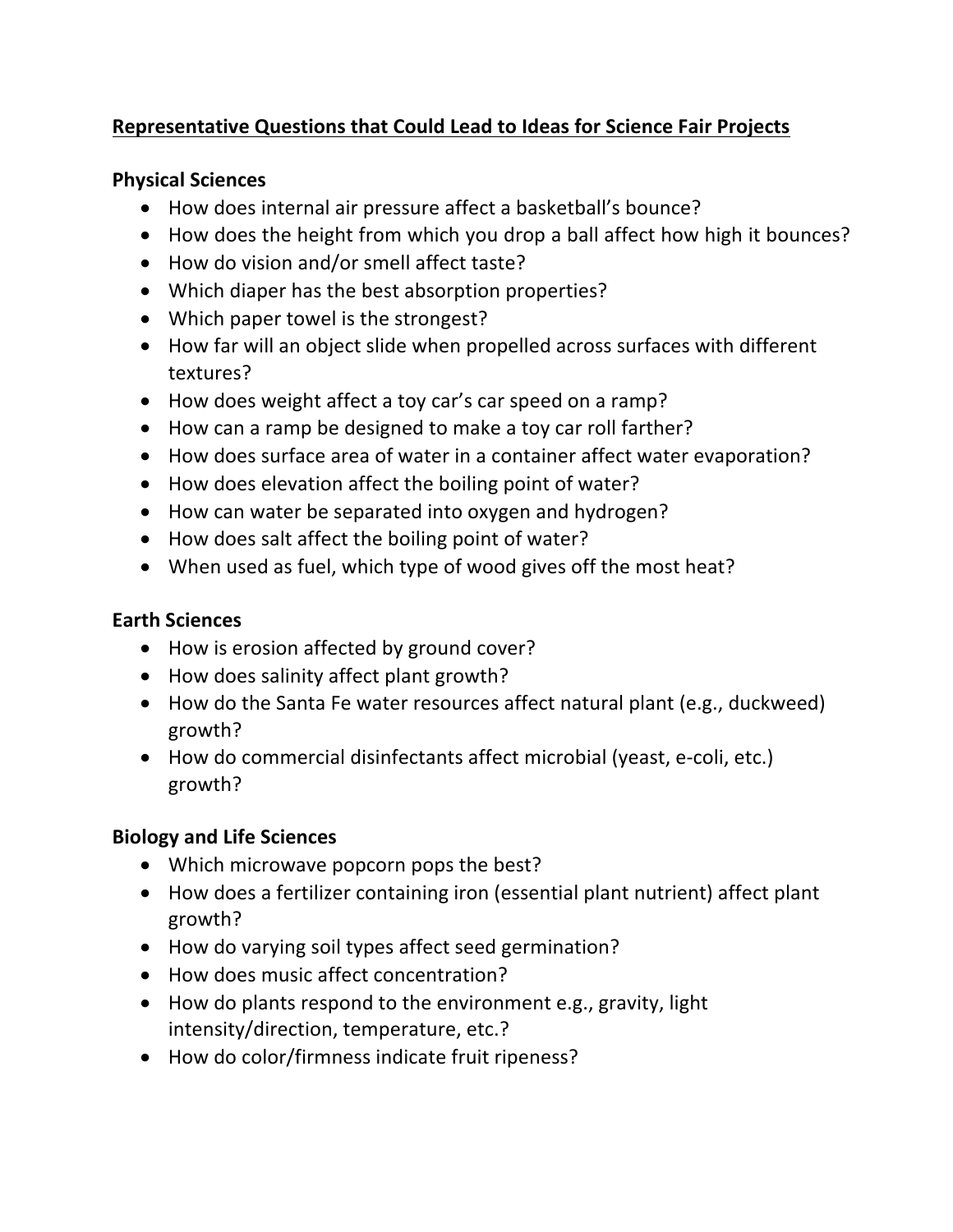**Representative Questions that Could Lead to Ideas for Science Fair Projects**

**Physical Sciences**

- How does internal air pressure affect a basketball's bounce?
- How does the height from which you drop a ball affect how high it bounces?
- How do vision and/or smell affect taste?
- Which diaper has the best absorption properties?
- Which paper towel is the strongest?
- How far will an object slide when propelled across surfaces with different textures?
- How does weight affect a toy car's car speed on a ramp?
- How can a ramp be designed to make a toy car roll farther?
- How does surface area of water in a container affect water evaporation?
- How does elevation affect the boiling point of water?
- How can water be separated into oxygen and hydrogen?
- How does salt affect the boiling point of water?
- When used as fuel, which type of wood gives off the most heat?

**Earth Sciences**

- How is erosion affected by ground cover?
- How does salinity affect plant growth?
- How do the Santa Fe water resources affect natural plant (e.g., duckweed) growth?
- How do commercial disinfectants affect microbial (yeast, e-coli, etc.) growth?

**Biology and Life Sciences**

- Which microwave popcorn pops the best?
- How does a fertilizer containing iron (essential plant nutrient) affect plant growth?
- How do varying soil types affect seed germination?
- How does music affect concentration?
- How do plants respond to the environment e.g., gravity, light intensity/direction, temperature, etc.?
- How do color/firmness indicate fruit ripeness?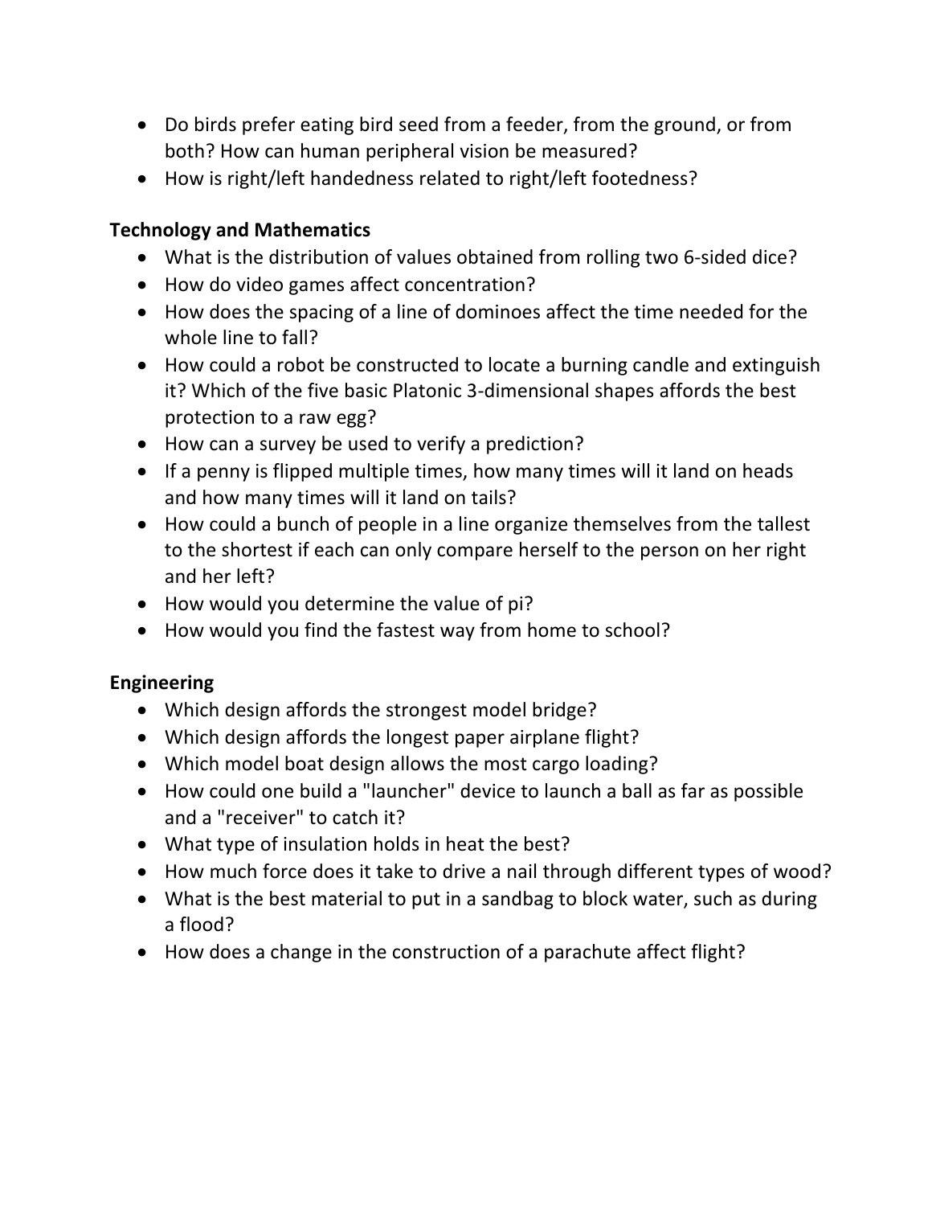- Do birds prefer eating bird seed from a feeder, from the ground, or from both? How can human peripheral vision be measured?
- How is right/left handedness related to right/left footedness?

**Technology and Mathematics**

- What is the distribution of values obtained from rolling two 6-sided dice?
- How do video games affect concentration?
- How does the spacing of a line of dominoes affect the time needed for the whole line to fall?
- How could a robot be constructed to locate a burning candle and extinguish it? Which of the five basic Platonic 3-dimensional shapes affords the best protection to a raw egg?
- How can a survey be used to verify a prediction?
- If a penny is flipped multiple times, how many times will it land on heads and how many times will it land on tails?
- How could a bunch of people in a line organize themselves from the tallest to the shortest if each can only compare herself to the person on her right and her left?
- How would you determine the value of pi?
- How would you find the fastest way from home to school?

**Engineering**

- Which design affords the strongest model bridge?
- Which design affords the longest paper airplane flight?
- Which model boat design allows the most cargo loading?
- How could one build a "launcher" device to launch a ball as far as possible and a "receiver" to catch it?
- What type of insulation holds in heat the best?
- How much force does it take to drive a nail through different types of wood?
- What is the best material to put in a sandbag to block water, such as during a flood?
- How does a change in the construction of a parachute affect flight?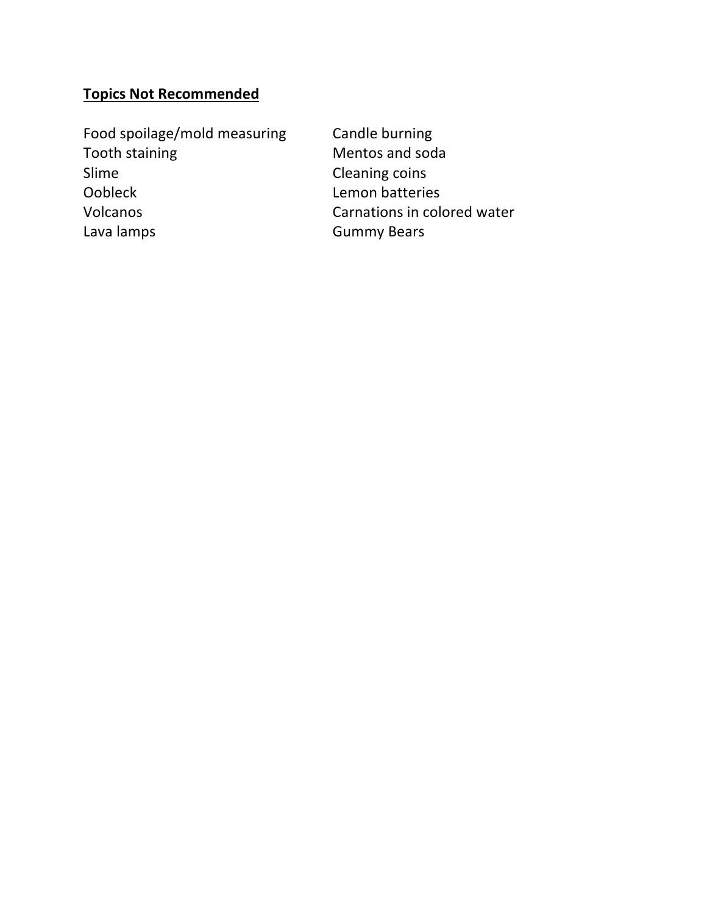**Topics Not Recommended**

Food spoilage/mold measuring
Tooth staining
Slime
Oobleck
Volcanos
Lava lamps
Candle burning
Mentos and soda
Cleaning coins
Lemon batteries
Carnations in colored water
Gummy Bears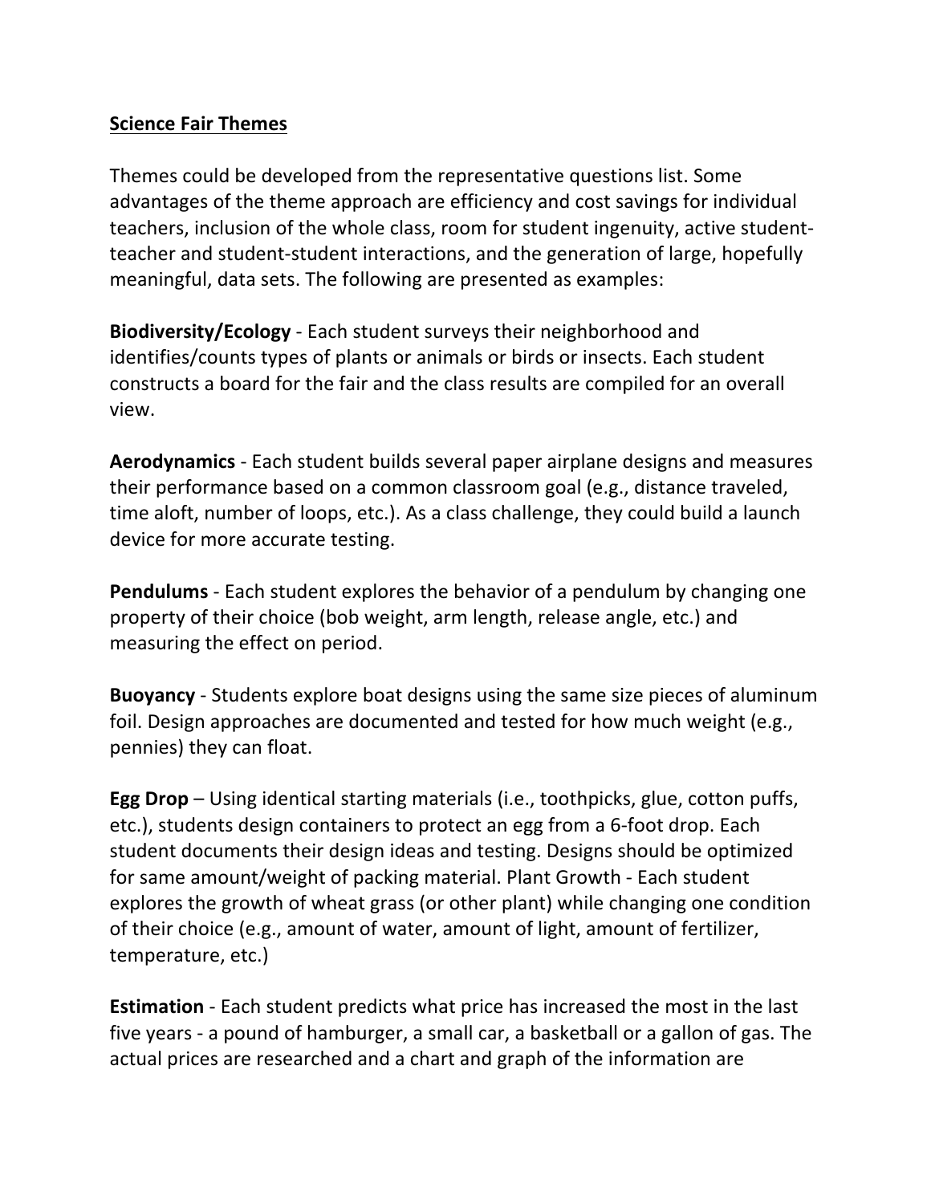**Science Fair Themes**

Themes could be developed from the representative questions list. Some advantages of the theme approach are efficiency and cost savings for individual teachers, inclusion of the whole class, room for student ingenuity, active student-teacher and student-student interactions, and the generation of large, hopefully meaningful, data sets. The following are presented as examples:

**Biodiversity/Ecology** - Each student surveys their neighborhood and identifies/counts types of plants or animals or birds or insects. Each student constructs a board for the fair and the class results are compiled for an overall view.

**Aerodynamics** - Each student builds several paper airplane designs and measures their performance based on a common classroom goal (e.g., distance traveled, time aloft, number of loops, etc.). As a class challenge, they could build a launch device for more accurate testing.

**Pendulums** - Each student explores the behavior of a pendulum by changing one property of their choice (bob weight, arm length, release angle, etc.) and measuring the effect on period.

**Buoyancy** - Students explore boat designs using the same size pieces of aluminum foil. Design approaches are documented and tested for how much weight (e.g., pennies) they can float.

**Egg Drop** – Using identical starting materials (i.e., toothpicks, glue, cotton puffs, etc.), students design containers to protect an egg from a 6-foot drop. Each student documents their design ideas and testing. Designs should be optimized for same amount/weight of packing material. Plant Growth - Each student explores the growth of wheat grass (or other plant) while changing one condition of their choice (e.g., amount of water, amount of light, amount of fertilizer, temperature, etc.)

**Estimation** - Each student predicts what price has increased the most in the last five years - a pound of hamburger, a small car, a basketball or a gallon of gas. The actual prices are researched and a chart and graph of the information are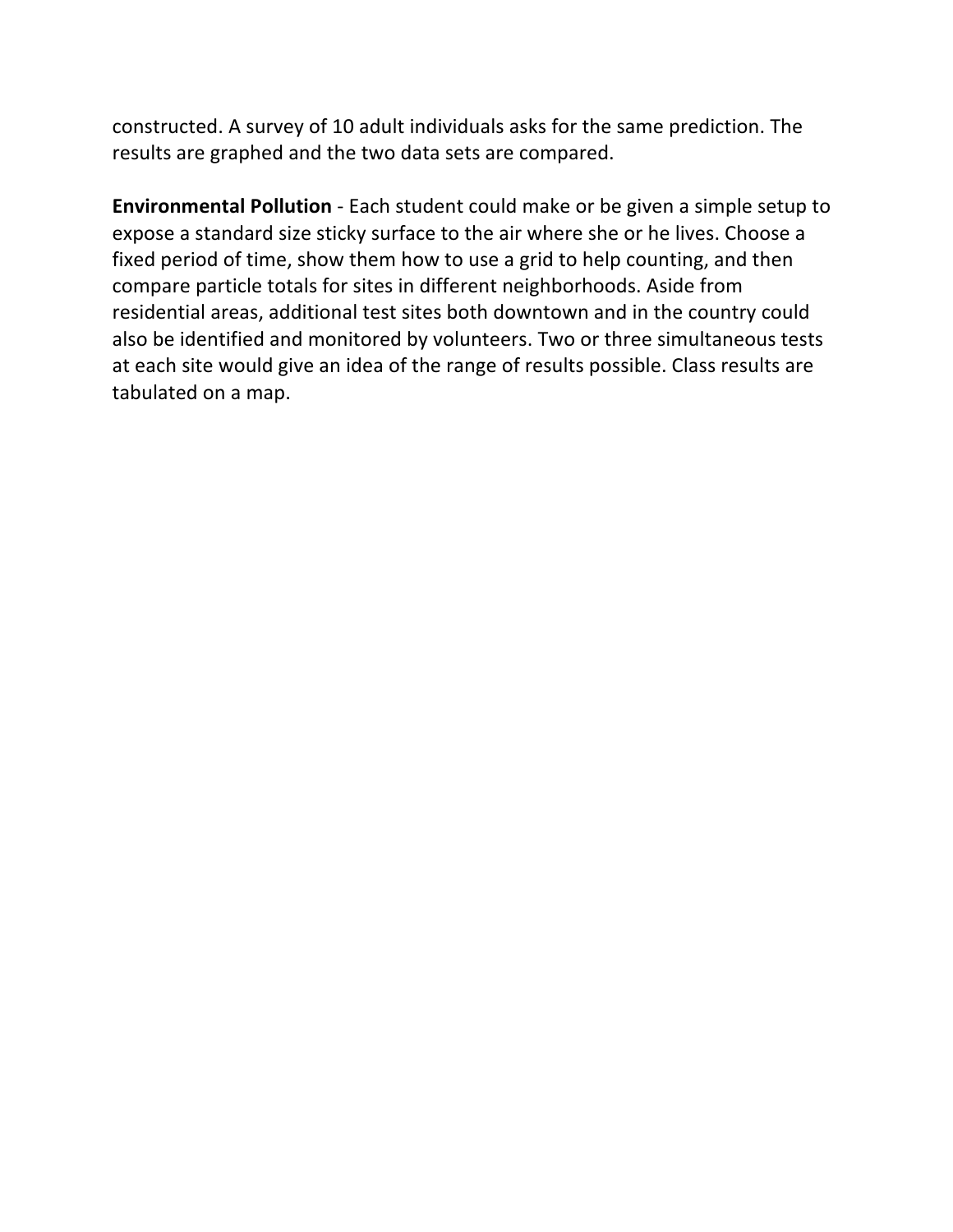constructed. A survey of 10 adult individuals asks for the same prediction. The results are graphed and the two data sets are compared.

**Environmental Pollution** - Each student could make or be given a simple setup to expose a standard size sticky surface to the air where she or he lives. Choose a fixed period of time, show them how to use a grid to help counting, and then compare particle totals for sites in different neighborhoods. Aside from residential areas, additional test sites both downtown and in the country could also be identified and monitored by volunteers. Two or three simultaneous tests at each site would give an idea of the range of results possible. Class results are tabulated on a map.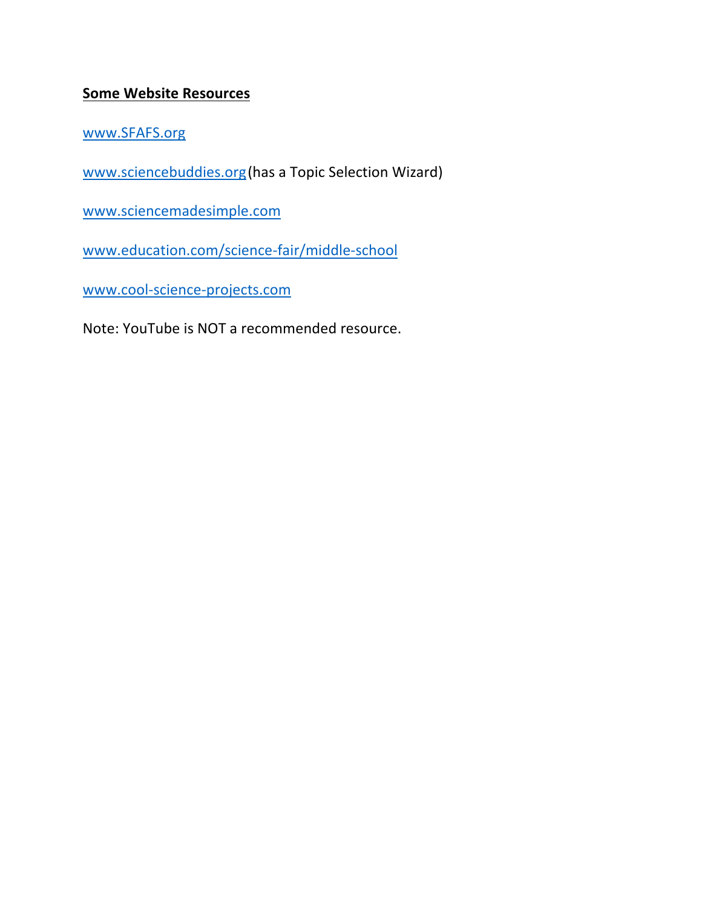**Some Website Resources**

www.SFAFS.org

www.sciencebuddies.org (has a Topic Selection Wizard)

www.sciencemadesimple.com

www.education.com/science-fair/middle-school

www.cool-science-projects.com

Note: YouTube is NOT a recommended resource.